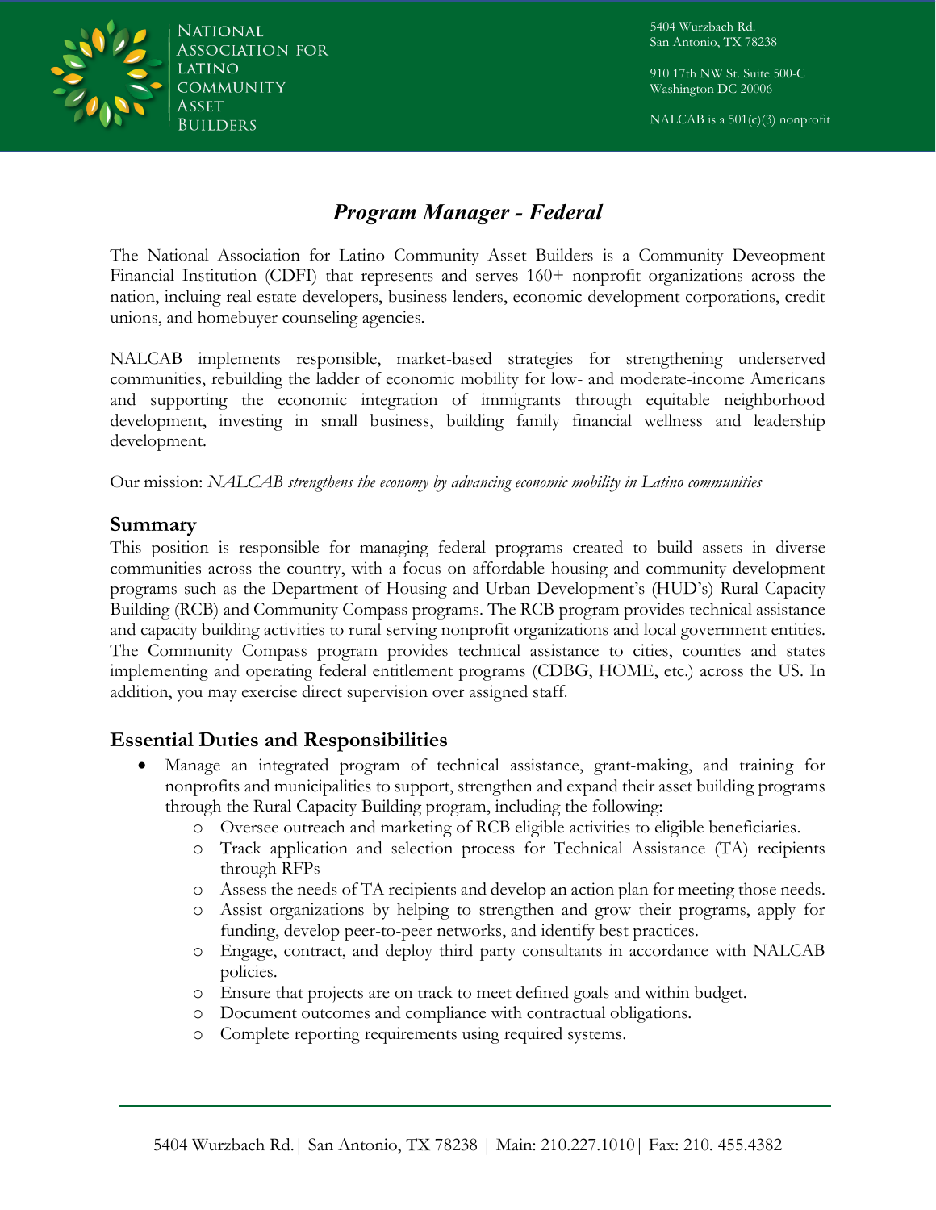National Association for Latino Community Asset Builders

5404 Wurzbach Rd.
San Antonio, TX 78238

910 17th NW St. Suite 500-C
Washington DC 20006

NALCAB is a 501(c)(3) nonprofit

# *Program Manager - Federal*

The National Association for Latino Community Asset Builders is a Community Deveopment Financial Institution (CDFI) that represents and serves 160+ nonprofit organizations across the nation, incluing real estate developers, business lenders, economic development corporations, credit unions, and homebuyer counseling agencies.

NALCAB implements responsible, market-based strategies for strengthening underserved communities, rebuilding the ladder of economic mobility for low- and moderate-income Americans and supporting the economic integration of immigrants through equitable neighborhood development, investing in small business, building family financial wellness and leadership development.

Our mission: *NALCAB strengthens the economy by advancing economic mobility in Latino communities*

## Summary

This position is responsible for managing federal programs created to build assets in diverse communities across the country, with a focus on affordable housing and community development programs such as the Department of Housing and Urban Development's (HUD's) Rural Capacity Building (RCB) and Community Compass programs. The RCB program provides technical assistance and capacity building activities to rural serving nonprofit organizations and local government entities. The Community Compass program provides technical assistance to cities, counties and states implementing and operating federal entitlement programs (CDBG, HOME, etc.) across the US. In addition, you may exercise direct supervision over assigned staff.

## Essential Duties and Responsibilities

- Manage an integrated program of technical assistance, grant-making, and training for nonprofits and municipalities to support, strengthen and expand their asset building programs through the Rural Capacity Building program, including the following:
  - Oversee outreach and marketing of RCB eligible activities to eligible beneficiaries.
  - Track application and selection process for Technical Assistance (TA) recipients through RFPs
  - Assess the needs of TA recipients and develop an action plan for meeting those needs.
  - Assist organizations by helping to strengthen and grow their programs, apply for funding, develop peer-to-peer networks, and identify best practices.
  - Engage, contract, and deploy third party consultants in accordance with NALCAB policies.
  - Ensure that projects are on track to meet defined goals and within budget.
  - Document outcomes and compliance with contractual obligations.
  - Complete reporting requirements using required systems.

5404 Wurzbach Rd. | San Antonio, TX 78238 | Main: 210.227.1010 | Fax: 210. 455.4382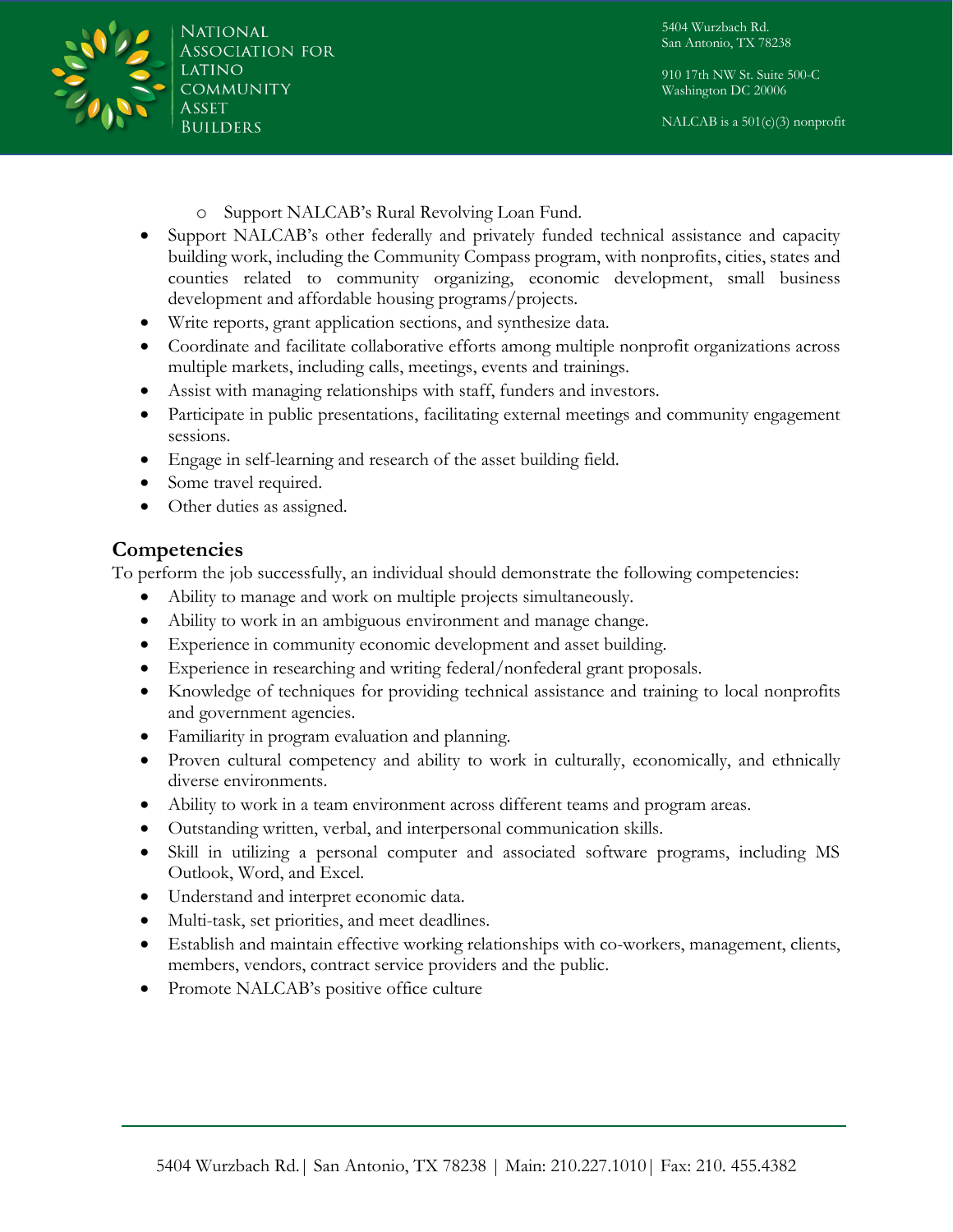- Support NALCAB's Rural Revolving Loan Fund.
- Support NALCAB's other federally and privately funded technical assistance and capacity building work, including the Community Compass program, with nonprofits, cities, states and counties related to community organizing, economic development, small business development and affordable housing programs/projects.
- Write reports, grant application sections, and synthesize data.
- Coordinate and facilitate collaborative efforts among multiple nonprofit organizations across multiple markets, including calls, meetings, events and trainings.
- Assist with managing relationships with staff, funders and investors.
- Participate in public presentations, facilitating external meetings and community engagement sessions.
- Engage in self-learning and research of the asset building field.
- Some travel required.
- Other duties as assigned.

## Competencies

To perform the job successfully, an individual should demonstrate the following competencies:

- Ability to manage and work on multiple projects simultaneously.
- Ability to work in an ambiguous environment and manage change.
- Experience in community economic development and asset building.
- Experience in researching and writing federal/nonfederal grant proposals.
- Knowledge of techniques for providing technical assistance and training to local nonprofits and government agencies.
- Familiarity in program evaluation and planning.
- Proven cultural competency and ability to work in culturally, economically, and ethnically diverse environments.
- Ability to work in a team environment across different teams and program areas.
- Outstanding written, verbal, and interpersonal communication skills.
- Skill in utilizing a personal computer and associated software programs, including MS Outlook, Word, and Excel.
- Understand and interpret economic data.
- Multi-task, set priorities, and meet deadlines.
- Establish and maintain effective working relationships with co-workers, management, clients, members, vendors, contract service providers and the public.
- Promote NALCAB's positive office culture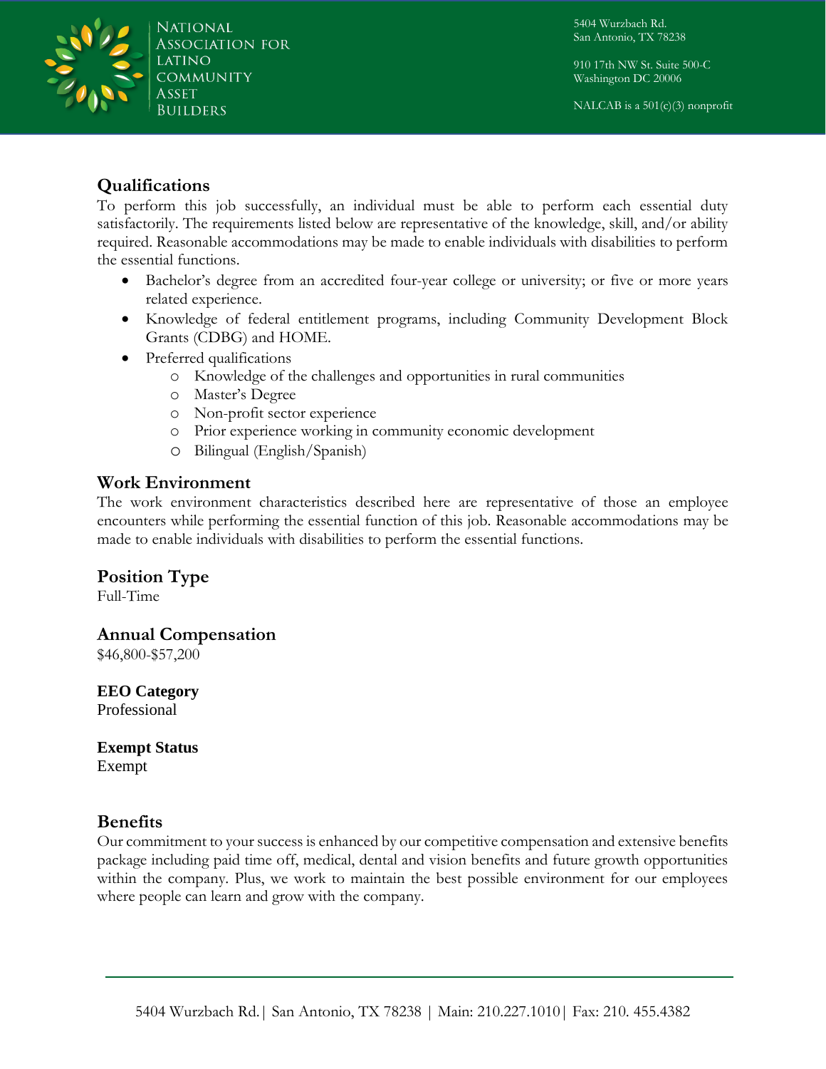## Qualifications

To perform this job successfully, an individual must be able to perform each essential duty satisfactorily. The requirements listed below are representative of the knowledge, skill, and/or ability required. Reasonable accommodations may be made to enable individuals with disabilities to perform the essential functions.

- Bachelor's degree from an accredited four-year college or university; or five or more years related experience.
- Knowledge of federal entitlement programs, including Community Development Block Grants (CDBG) and HOME.
- Preferred qualifications
  - Knowledge of the challenges and opportunities in rural communities
  - Master's Degree
  - Non-profit sector experience
  - Prior experience working in community economic development
  - Bilingual (English/Spanish)

## Work Environment

The work environment characteristics described here are representative of those an employee encounters while performing the essential function of this job. Reasonable accommodations may be made to enable individuals with disabilities to perform the essential functions.

## Position Type

Full-Time

## Annual Compensation

$46,800-$57,200

**EEO Category**

Professional

**Exempt Status**

Exempt

## Benefits

Our commitment to your success is enhanced by our competitive compensation and extensive benefits package including paid time off, medical, dental and vision benefits and future growth opportunities within the company. Plus, we work to maintain the best possible environment for our employees where people can learn and grow with the company.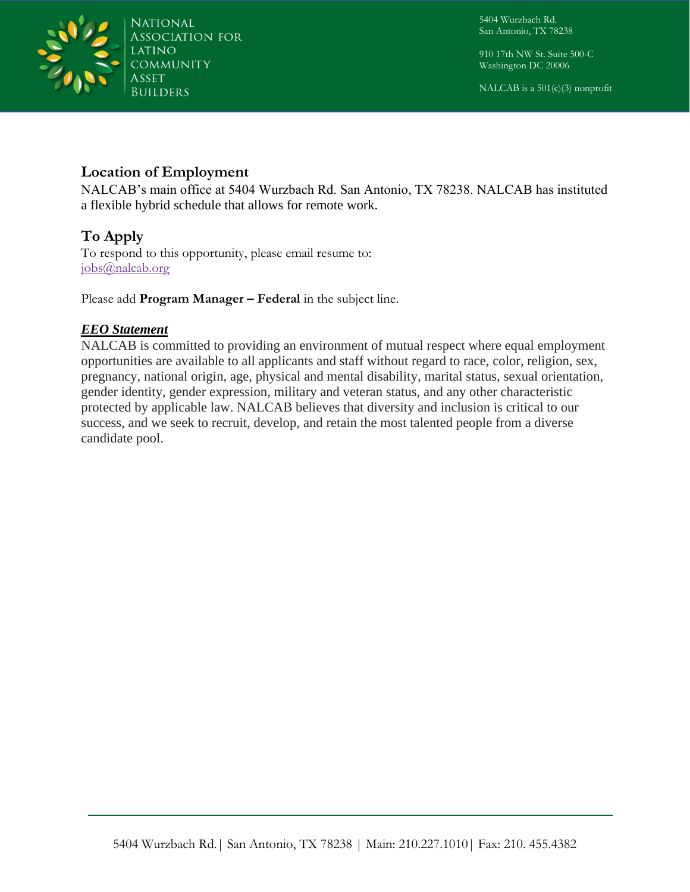## Location of Employment

NALCAB's main office at 5404 Wurzbach Rd. San Antonio, TX 78238. NALCAB has instituted a flexible hybrid schedule that allows for remote work.

## To Apply

To respond to this opportunity, please email resume to:
jobs@nalcab.org

Please add **Program Manager – Federal** in the subject line.

***EEO Statement***

NALCAB is committed to providing an environment of mutual respect where equal employment opportunities are available to all applicants and staff without regard to race, color, religion, sex, pregnancy, national origin, age, physical and mental disability, marital status, sexual orientation, gender identity, gender expression, military and veteran status, and any other characteristic protected by applicable law. NALCAB believes that diversity and inclusion is critical to our success, and we seek to recruit, develop, and retain the most talented people from a diverse candidate pool.